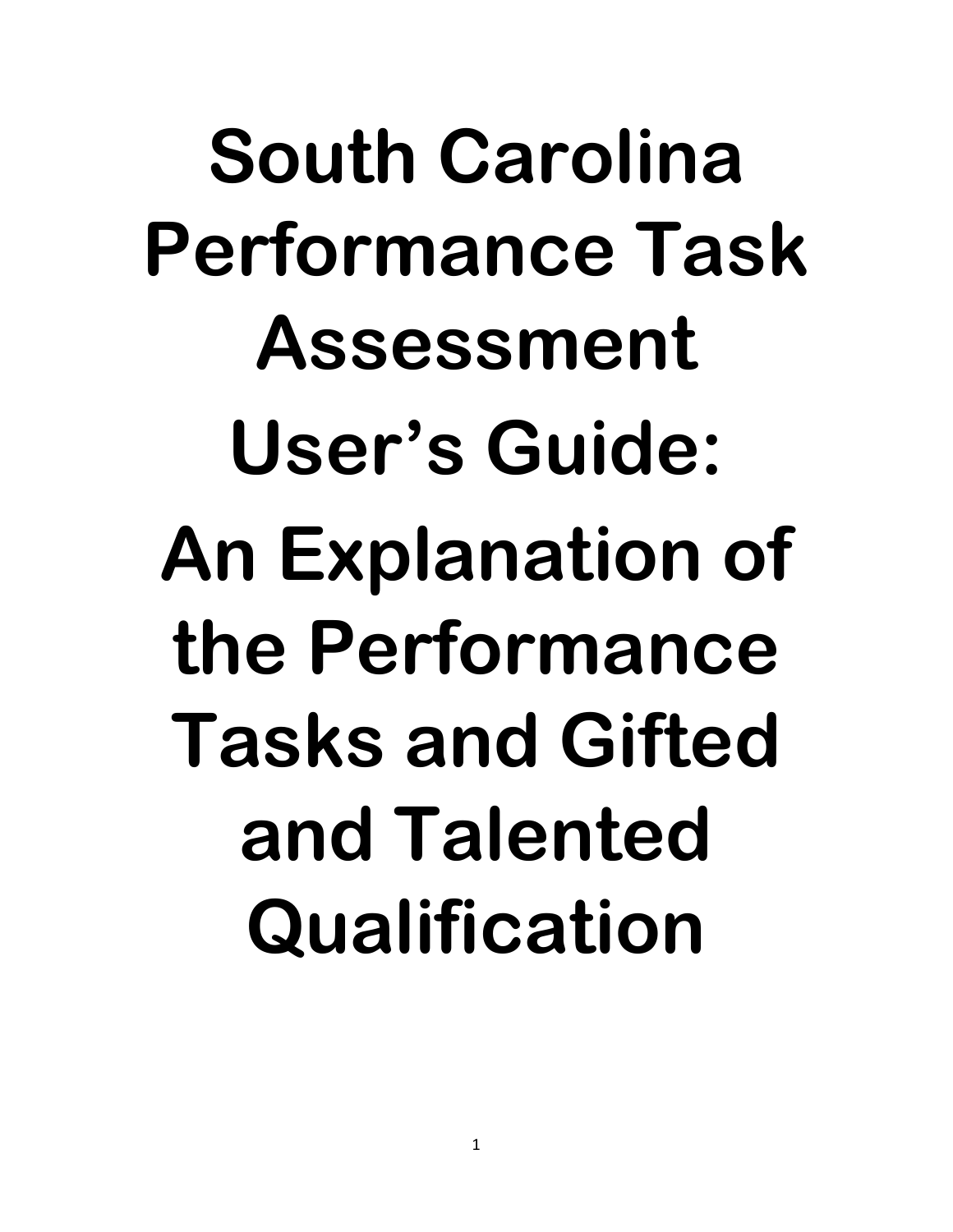# South Carolina Performance Task Assessment User's Guide: An Explanation of the Performance Tasks and Gifted and Talented Qualification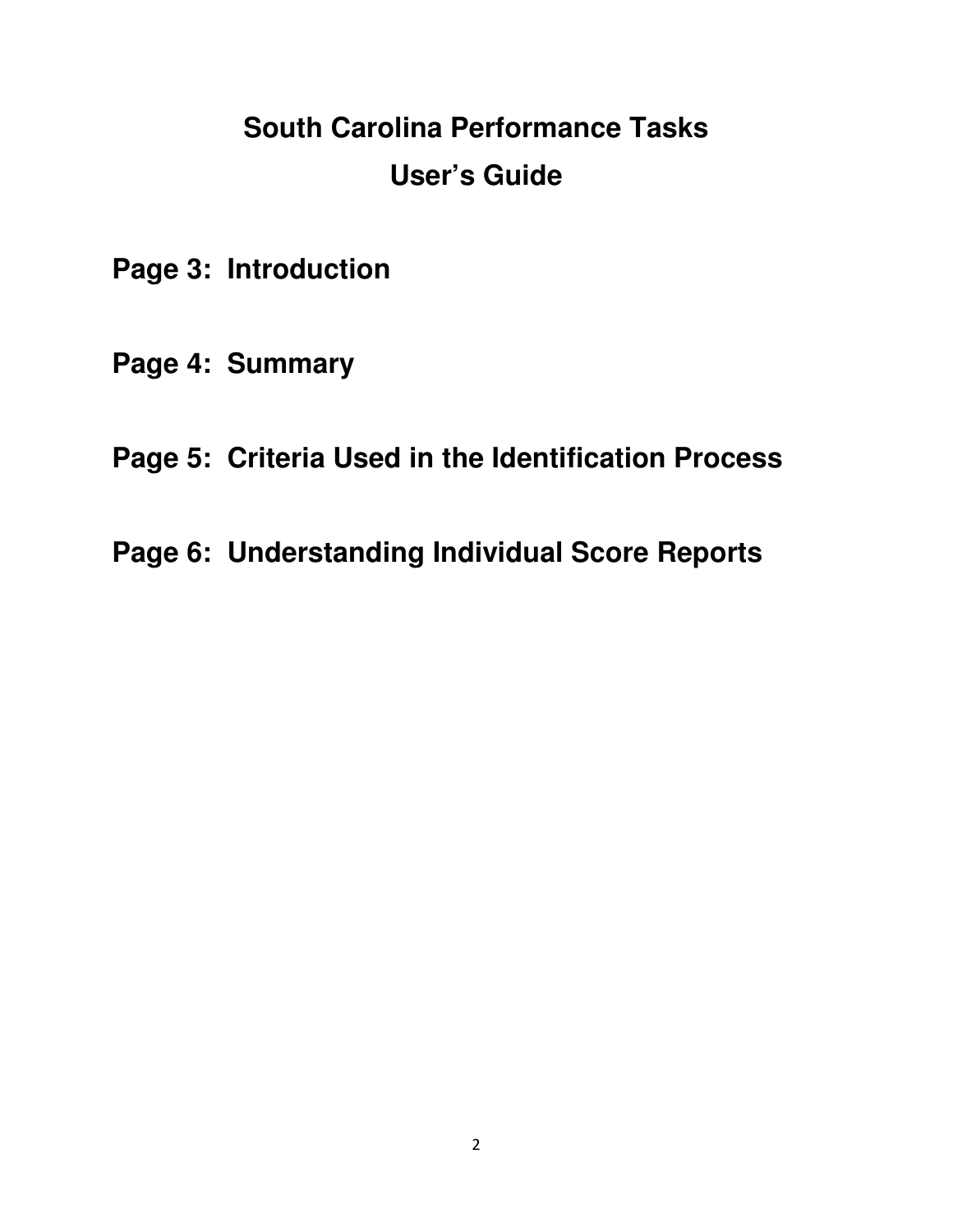# South Carolina Performance Tasks
# User's Guide

**Page 3: Introduction**

**Page 4: Summary**

**Page 5: Criteria Used in the Identification Process**

**Page 6: Understanding Individual Score Reports**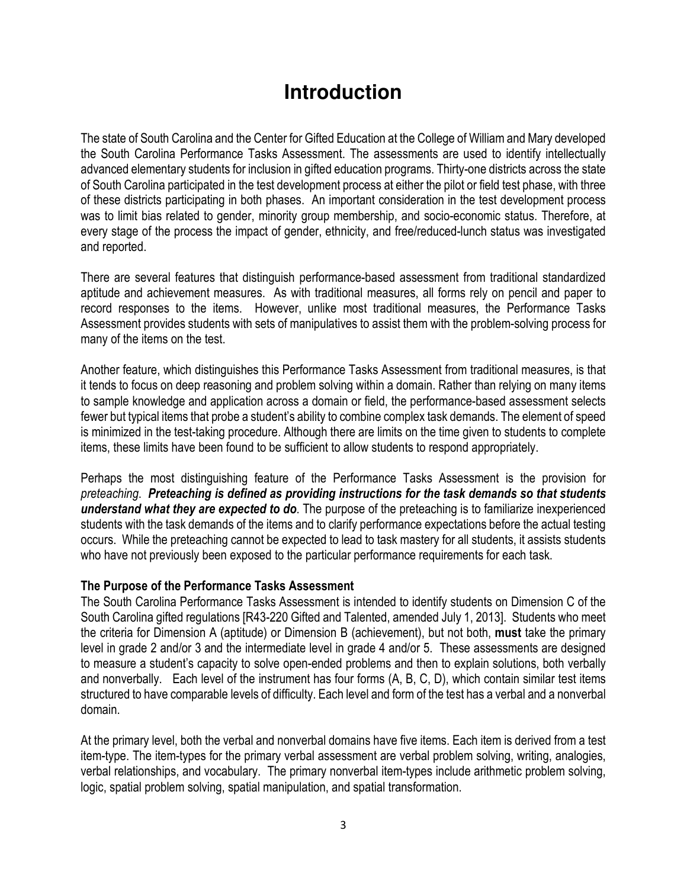# Introduction

The state of South Carolina and the Center for Gifted Education at the College of William and Mary developed the South Carolina Performance Tasks Assessment. The assessments are used to identify intellectually advanced elementary students for inclusion in gifted education programs. Thirty-one districts across the state of South Carolina participated in the test development process at either the pilot or field test phase, with three of these districts participating in both phases. An important consideration in the test development process was to limit bias related to gender, minority group membership, and socio-economic status. Therefore, at every stage of the process the impact of gender, ethnicity, and free/reduced-lunch status was investigated and reported.

There are several features that distinguish performance-based assessment from traditional standardized aptitude and achievement measures. As with traditional measures, all forms rely on pencil and paper to record responses to the items. However, unlike most traditional measures, the Performance Tasks Assessment provides students with sets of manipulatives to assist them with the problem-solving process for many of the items on the test.

Another feature, which distinguishes this Performance Tasks Assessment from traditional measures, is that it tends to focus on deep reasoning and problem solving within a domain. Rather than relying on many items to sample knowledge and application across a domain or field, the performance-based assessment selects fewer but typical items that probe a student's ability to combine complex task demands. The element of speed is minimized in the test-taking procedure. Although there are limits on the time given to students to complete items, these limits have been found to be sufficient to allow students to respond appropriately.

Perhaps the most distinguishing feature of the Performance Tasks Assessment is the provision for *preteaching*. ***Preteaching is defined as providing instructions for the task demands so that students understand what they are expected to do***. The purpose of the preteaching is to familiarize inexperienced students with the task demands of the items and to clarify performance expectations before the actual testing occurs. While the preteaching cannot be expected to lead to task mastery for all students, it assists students who have not previously been exposed to the particular performance requirements for each task.

**The Purpose of the Performance Tasks Assessment**

The South Carolina Performance Tasks Assessment is intended to identify students on Dimension C of the South Carolina gifted regulations [R43-220 Gifted and Talented, amended July 1, 2013]. Students who meet the criteria for Dimension A (aptitude) or Dimension B (achievement), but not both, **must** take the primary level in grade 2 and/or 3 and the intermediate level in grade 4 and/or 5. These assessments are designed to measure a student's capacity to solve open-ended problems and then to explain solutions, both verbally and nonverbally. Each level of the instrument has four forms (A, B, C, D), which contain similar test items structured to have comparable levels of difficulty. Each level and form of the test has a verbal and a nonverbal domain.

At the primary level, both the verbal and nonverbal domains have five items. Each item is derived from a test item-type. The item-types for the primary verbal assessment are verbal problem solving, writing, analogies, verbal relationships, and vocabulary. The primary nonverbal item-types include arithmetic problem solving, logic, spatial problem solving, spatial manipulation, and spatial transformation.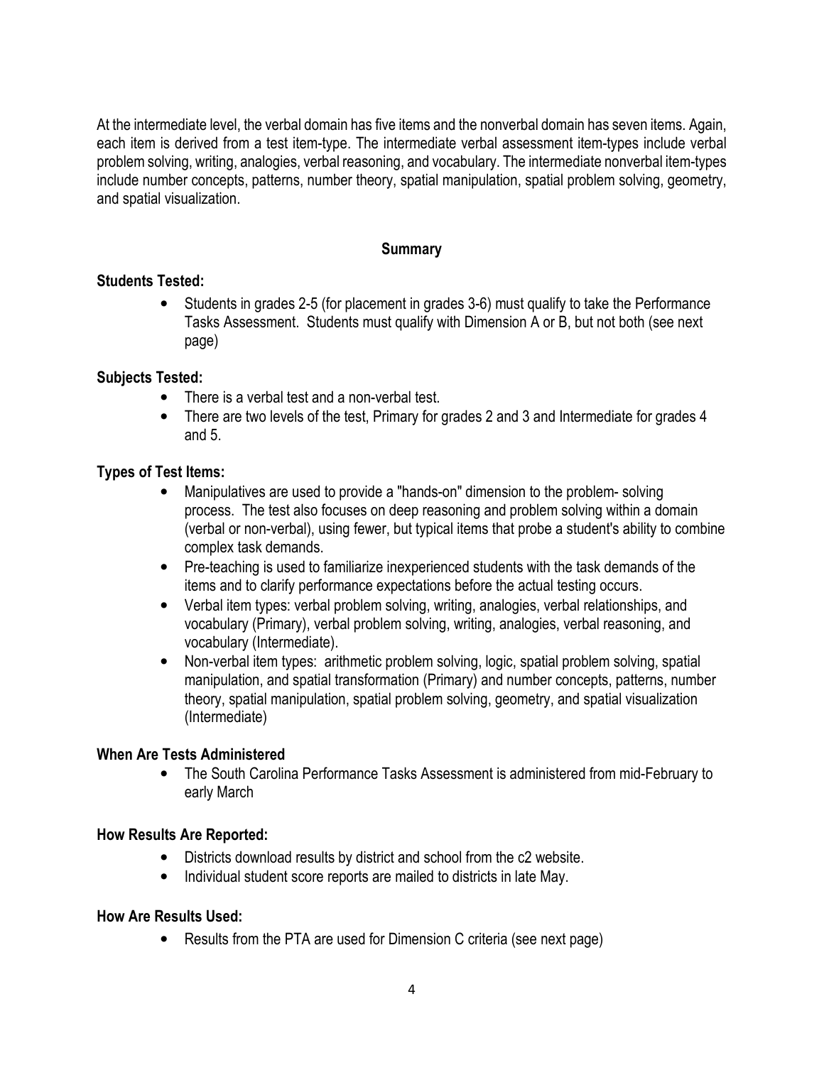At the intermediate level, the verbal domain has five items and the nonverbal domain has seven items. Again, each item is derived from a test item-type. The intermediate verbal assessment item-types include verbal problem solving, writing, analogies, verbal reasoning, and vocabulary. The intermediate nonverbal item-types include number concepts, patterns, number theory, spatial manipulation, spatial problem solving, geometry, and spatial visualization.

## Summary

### Students Tested:

- Students in grades 2-5 (for placement in grades 3-6) must qualify to take the Performance Tasks Assessment. Students must qualify with Dimension A or B, but not both (see next page)

### Subjects Tested:

- There is a verbal test and a non-verbal test.
- There are two levels of the test, Primary for grades 2 and 3 and Intermediate for grades 4 and 5.

### Types of Test Items:

- Manipulatives are used to provide a "hands-on" dimension to the problem- solving process. The test also focuses on deep reasoning and problem solving within a domain (verbal or non-verbal), using fewer, but typical items that probe a student's ability to combine complex task demands.
- Pre-teaching is used to familiarize inexperienced students with the task demands of the items and to clarify performance expectations before the actual testing occurs.
- Verbal item types: verbal problem solving, writing, analogies, verbal relationships, and vocabulary (Primary), verbal problem solving, writing, analogies, verbal reasoning, and vocabulary (Intermediate).
- Non-verbal item types: arithmetic problem solving, logic, spatial problem solving, spatial manipulation, and spatial transformation (Primary) and number concepts, patterns, number theory, spatial manipulation, spatial problem solving, geometry, and spatial visualization (Intermediate)

### When Are Tests Administered

- The South Carolina Performance Tasks Assessment is administered from mid-February to early March

### How Results Are Reported:

- Districts download results by district and school from the c2 website.
- Individual student score reports are mailed to districts in late May.

### How Are Results Used:

- Results from the PTA are used for Dimension C criteria (see next page)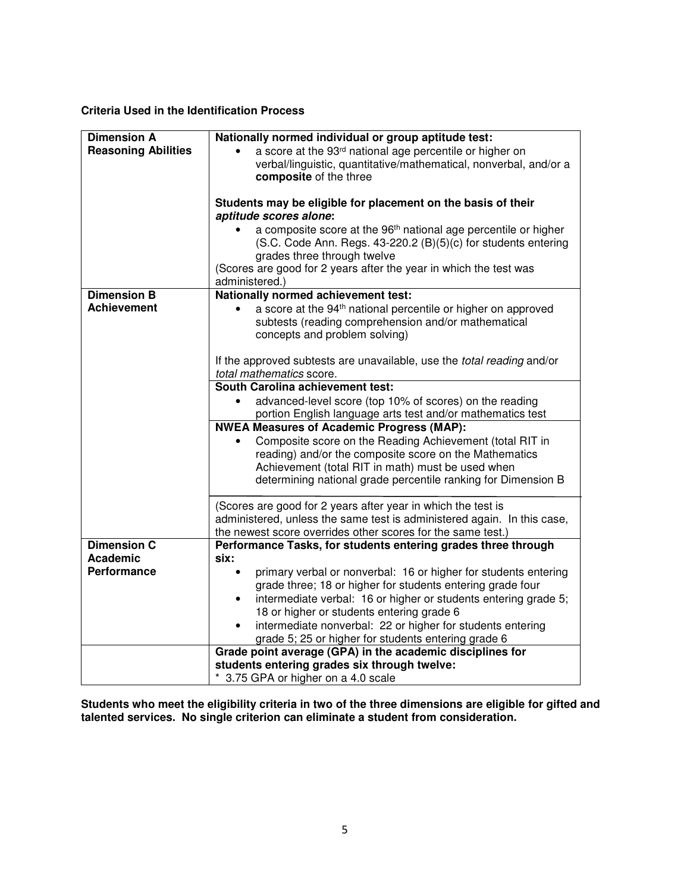**Criteria Used in the Identification Process**

| Dimension | Criteria |
|---|---|
| **Dimension A Reasoning Abilities** | **Nationally normed individual or group aptitude test:**<br>• a score at the 93rd national age percentile or higher on verbal/linguistic, quantitative/mathematical, nonverbal, and/or a **composite** of the three<br><br>**Students may be eligible for placement on the basis of their *aptitude scores alone*:**<br>• a composite score at the 96th national age percentile or higher (S.C. Code Ann. Regs. 43-220.2 (B)(5)(c) for students entering grades three through twelve<br>(Scores are good for 2 years after the year in which the test was administered.) |
| **Dimension B Achievement** | **Nationally normed achievement test:**<br>• a score at the 94th national percentile or higher on approved subtests (reading comprehension and/or mathematical concepts and problem solving)<br><br>If the approved subtests are unavailable, use the *total reading* and/or *total mathematics* score. |
| | **South Carolina achievement test:**<br>• advanced-level score (top 10% of scores) on the reading portion English language arts test and/or mathematics test |
| | **NWEA Measures of Academic Progress (MAP):**<br>• Composite score on the Reading Achievement (total RIT in reading) and/or the composite score on the Mathematics Achievement (total RIT in math) must be used when determining national grade percentile ranking for Dimension B |
| | (Scores are good for 2 years after year in which the test is administered, unless the same test is administered again. In this case, the newest score overrides other scores for the same test.) |
| **Dimension C Academic Performance** | **Performance Tasks, for students entering grades three through six:**<br>• primary verbal or nonverbal: 16 or higher for students entering grade three; 18 or higher for students entering grade four<br>• intermediate verbal: 16 or higher or students entering grade 5; 18 or higher or students entering grade 6<br>• intermediate nonverbal: 22 or higher for students entering grade 5; 25 or higher for students entering grade 6 |
| | **Grade point average (GPA) in the academic disciplines for students entering grades six through twelve:**<br>* 3.75 GPA or higher on a 4.0 scale |

**Students who meet the eligibility criteria in two of the three dimensions are eligible for gifted and talented services. No single criterion can eliminate a student from consideration.**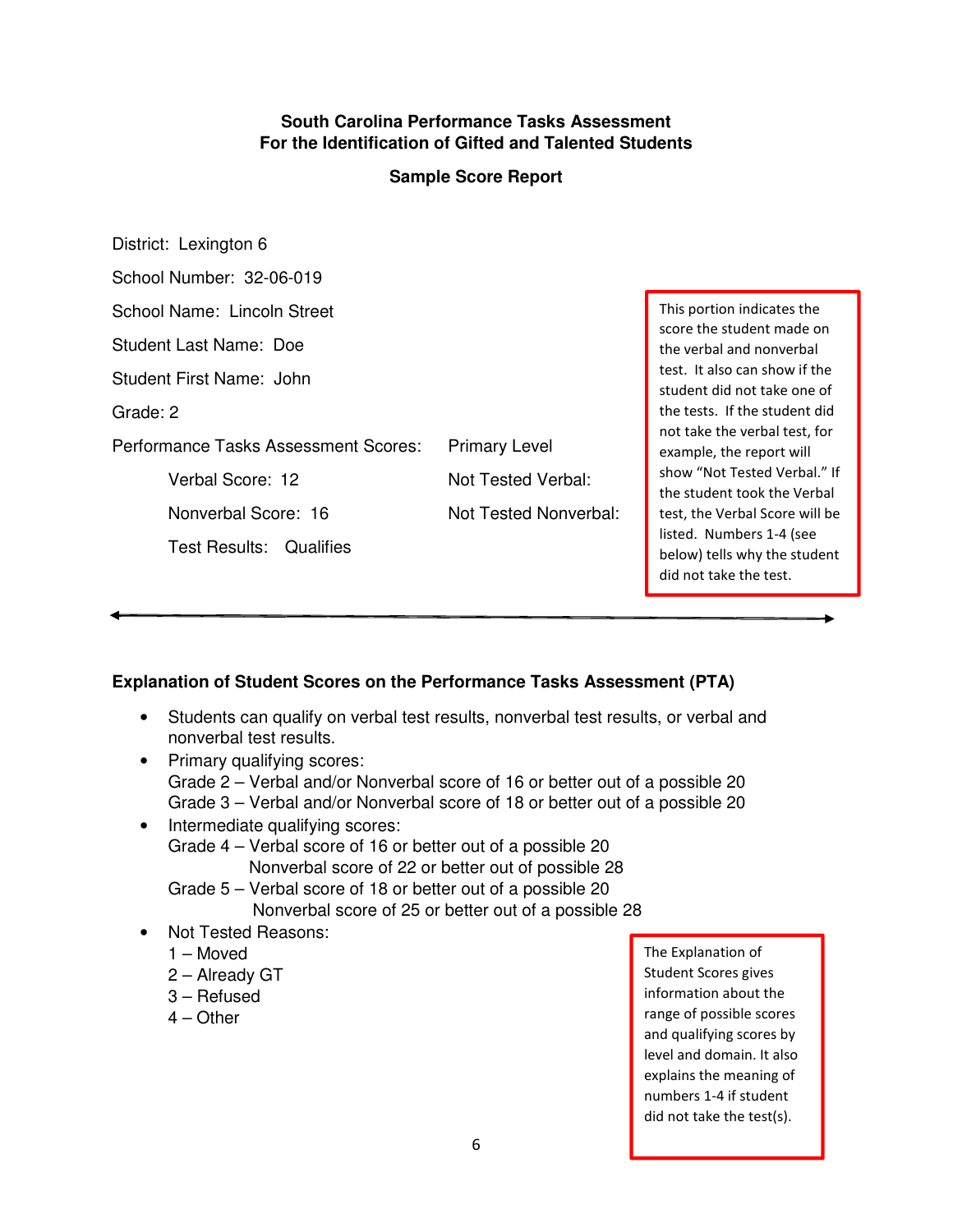**South Carolina Performance Tasks Assessment**
**For the Identification of Gifted and Talented Students**

**Sample Score Report**

District: Lexington 6

School Number: 32-06-019

School Name: Lincoln Street

Student Last Name: Doe

Student First Name: John

Grade: 2

Performance Tasks Assessment Scores: Primary Level

Verbal Score: 12 Not Tested Verbal:

Nonverbal Score: 16 Not Tested Nonverbal:

Test Results: Qualifies

This portion indicates the score the student made on the verbal and nonverbal test. It also can show if the student did not take one of the tests. If the student did not take the verbal test, for example, the report will show "Not Tested Verbal." If the student took the Verbal test, the Verbal Score will be listed. Numbers 1-4 (see below) tells why the student did not take the test.

---

**Explanation of Student Scores on the Performance Tasks Assessment (PTA)**

- Students can qualify on verbal test results, nonverbal test results, or verbal and nonverbal test results.
- Primary qualifying scores:
  Grade 2 – Verbal and/or Nonverbal score of 16 or better out of a possible 20
  Grade 3 – Verbal and/or Nonverbal score of 18 or better out of a possible 20
- Intermediate qualifying scores:
  Grade 4 – Verbal score of 16 or better out of a possible 20
  Nonverbal score of 22 or better out of possible 28
  Grade 5 – Verbal score of 18 or better out of a possible 20
  Nonverbal score of 25 or better out of a possible 28
- Not Tested Reasons:
  1 – Moved
  2 – Already GT
  3 – Refused
  4 – Other

The Explanation of Student Scores gives information about the range of possible scores and qualifying scores by level and domain. It also explains the meaning of numbers 1-4 if student did not take the test(s).